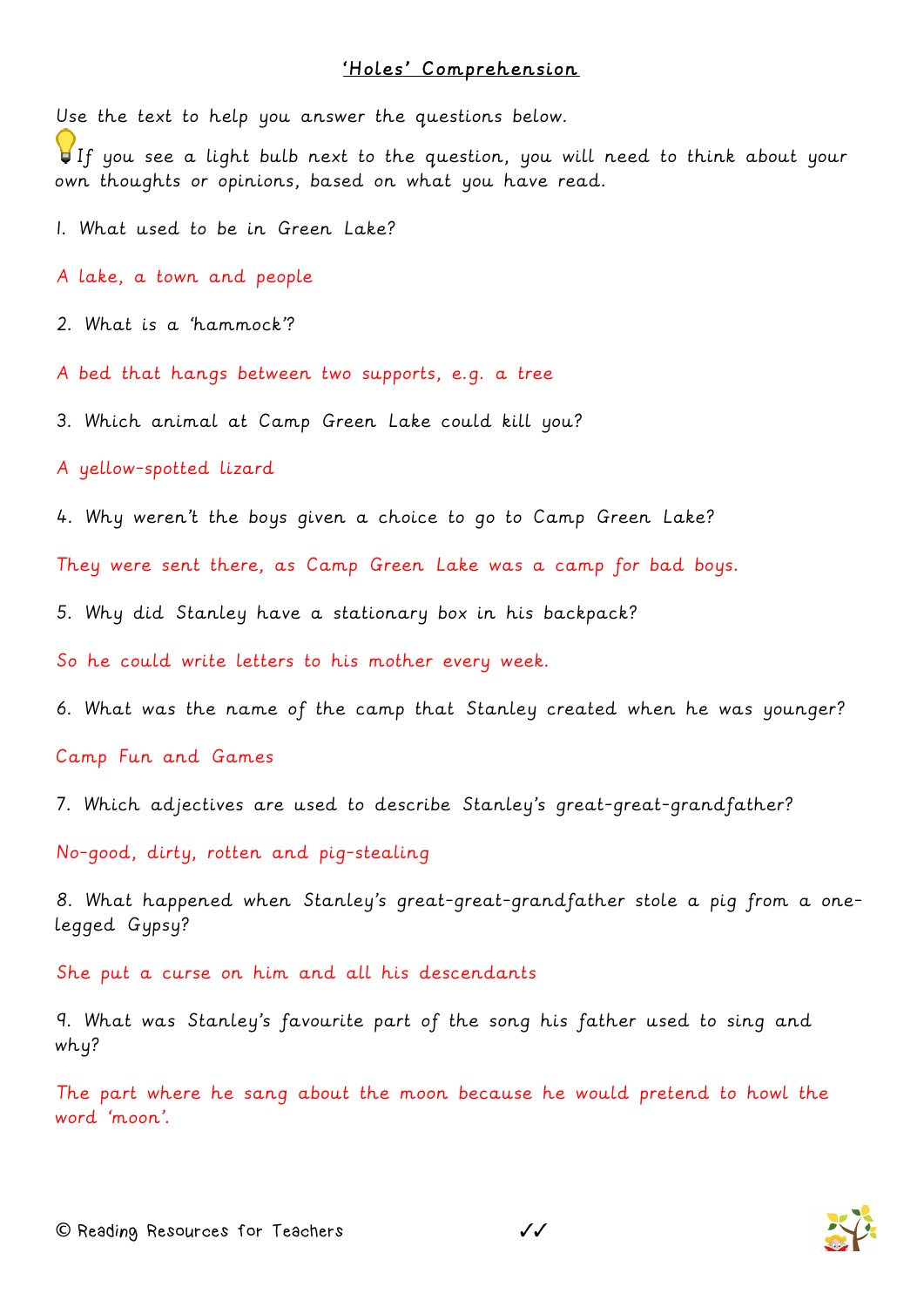# 'Holes' Comprehension

Use the text to help you answer the questions below.

If you see a light bulb next to the question, you will need to think about your own thoughts or opinions, based on what you have read.

1. What used to be in Green Lake?

A lake, a town and people

2. What is a 'hammock'?

A bed that hangs between two supports, e.g. a tree

3. Which animal at Camp Green Lake could kill you?

A yellow-spotted lizard

4. Why weren't the boys given a choice to go to Camp Green Lake?

They were sent there, as Camp Green Lake was a camp for bad boys.

5. Why did Stanley have a stationary box in his backpack?

So he could write letters to his mother every week.

6. What was the name of the camp that Stanley created when he was younger?

Camp Fun and Games

7. Which adjectives are used to describe Stanley's great-great-grandfather?

No-good, dirty, rotten and pig-stealing

8. What happened when Stanley's great-great-grandfather stole a pig from a one-legged Gypsy?

She put a curse on him and all his descendants

9. What was Stanley's favourite part of the song his father used to sing and why?

The part where he sang about the moon because he would pretend to howl the word 'moon'.

© Reading Resources for Teachers ✓✓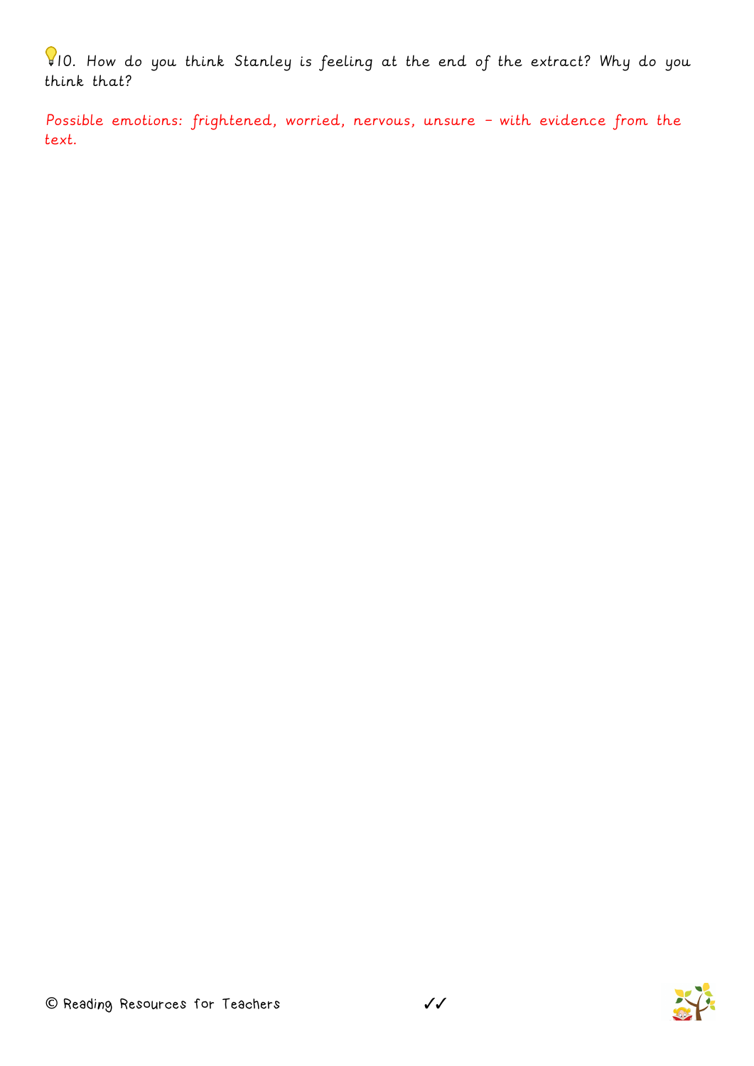10. How do you think Stanley is feeling at the end of the extract? Why do you think that?

Possible emotions: frightened, worried, nervous, unsure – with evidence from the text.

✓✓